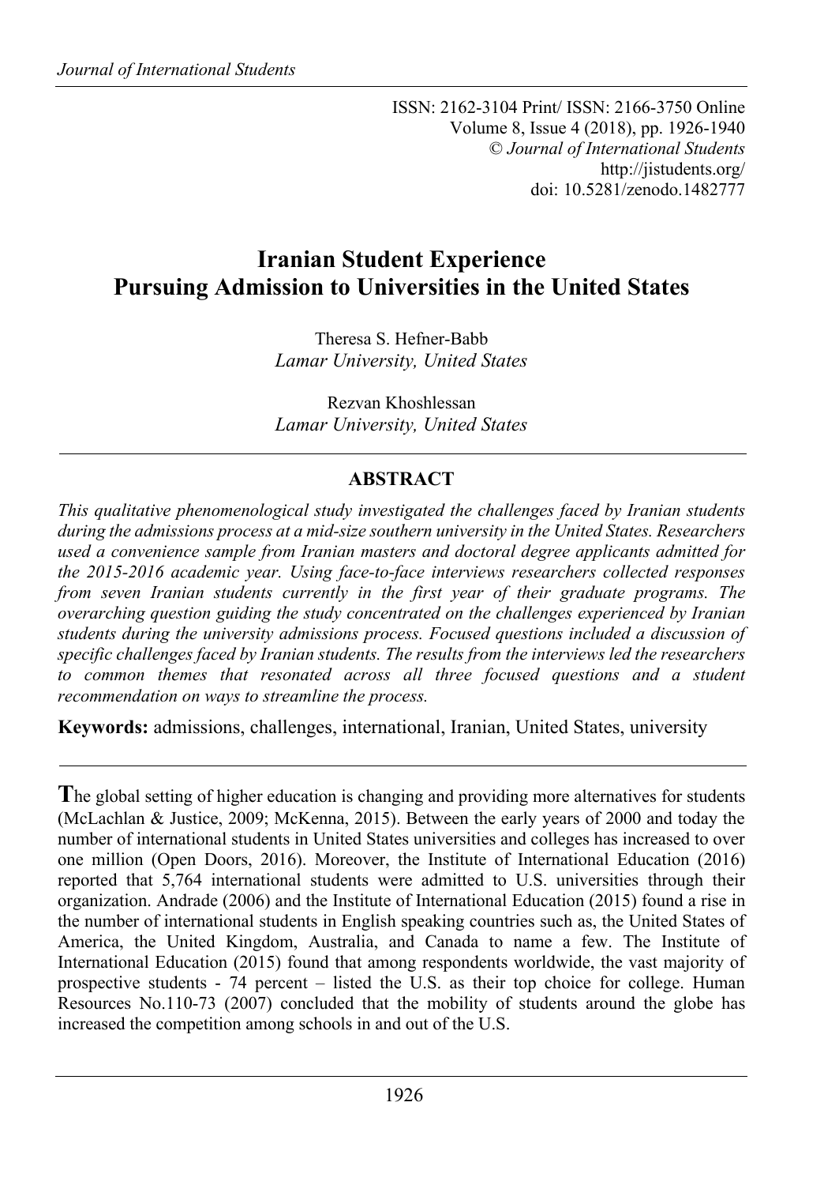# Iranian Student Experience Pursuing Admission to Universities in the United States

Theresa S. Hefner-Babb
*Lamar University, United States*

Rezvan Khoshlessan
*Lamar University, United States*

## ABSTRACT

*This qualitative phenomenological study investigated the challenges faced by Iranian students during the admissions process at a mid-size southern university in the United States. Researchers used a convenience sample from Iranian masters and doctoral degree applicants admitted for the 2015-2016 academic year. Using face-to-face interviews researchers collected responses from seven Iranian students currently in the first year of their graduate programs. The overarching question guiding the study concentrated on the challenges experienced by Iranian students during the university admissions process. Focused questions included a discussion of specific challenges faced by Iranian students. The results from the interviews led the researchers to common themes that resonated across all three focused questions and a student recommendation on ways to streamline the process.*

**Keywords:** admissions, challenges, international, Iranian, United States, university

The global setting of higher education is changing and providing more alternatives for students (McLachlan & Justice, 2009; McKenna, 2015). Between the early years of 2000 and today the number of international students in United States universities and colleges has increased to over one million (Open Doors, 2016). Moreover, the Institute of International Education (2016) reported that 5,764 international students were admitted to U.S. universities through their organization. Andrade (2006) and the Institute of International Education (2015) found a rise in the number of international students in English speaking countries such as, the United States of America, the United Kingdom, Australia, and Canada to name a few. The Institute of International Education (2015) found that among respondents worldwide, the vast majority of prospective students - 74 percent – listed the U.S. as their top choice for college. Human Resources No.110-73 (2007) concluded that the mobility of students around the globe has increased the competition among schools in and out of the U.S.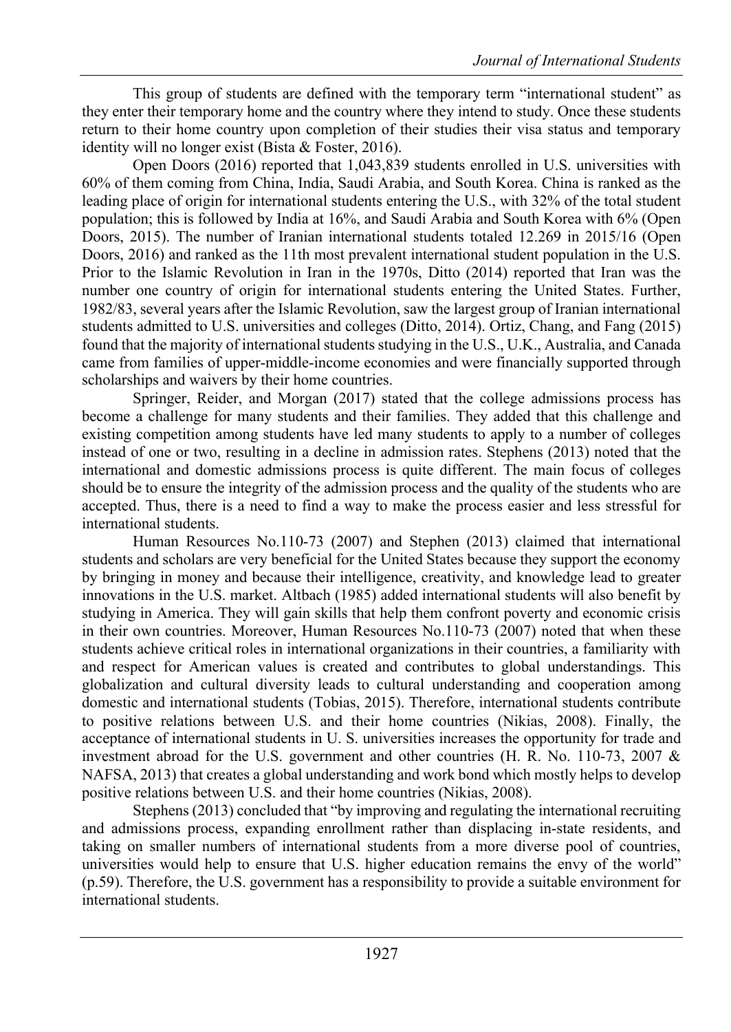This group of students are defined with the temporary term "international student" as they enter their temporary home and the country where they intend to study. Once these students return to their home country upon completion of their studies their visa status and temporary identity will no longer exist (Bista & Foster, 2016).

Open Doors (2016) reported that 1,043,839 students enrolled in U.S. universities with 60% of them coming from China, India, Saudi Arabia, and South Korea. China is ranked as the leading place of origin for international students entering the U.S., with 32% of the total student population; this is followed by India at 16%, and Saudi Arabia and South Korea with 6% (Open Doors, 2015). The number of Iranian international students totaled 12.269 in 2015/16 (Open Doors, 2016) and ranked as the 11th most prevalent international student population in the U.S. Prior to the Islamic Revolution in Iran in the 1970s, Ditto (2014) reported that Iran was the number one country of origin for international students entering the United States. Further, 1982/83, several years after the Islamic Revolution, saw the largest group of Iranian international students admitted to U.S. universities and colleges (Ditto, 2014). Ortiz, Chang, and Fang (2015) found that the majority of international students studying in the U.S., U.K., Australia, and Canada came from families of upper-middle-income economies and were financially supported through scholarships and waivers by their home countries.

Springer, Reider, and Morgan (2017) stated that the college admissions process has become a challenge for many students and their families. They added that this challenge and existing competition among students have led many students to apply to a number of colleges instead of one or two, resulting in a decline in admission rates. Stephens (2013) noted that the international and domestic admissions process is quite different. The main focus of colleges should be to ensure the integrity of the admission process and the quality of the students who are accepted. Thus, there is a need to find a way to make the process easier and less stressful for international students.

Human Resources No.110-73 (2007) and Stephen (2013) claimed that international students and scholars are very beneficial for the United States because they support the economy by bringing in money and because their intelligence, creativity, and knowledge lead to greater innovations in the U.S. market. Altbach (1985) added international students will also benefit by studying in America. They will gain skills that help them confront poverty and economic crisis in their own countries. Moreover, Human Resources No.110-73 (2007) noted that when these students achieve critical roles in international organizations in their countries, a familiarity with and respect for American values is created and contributes to global understandings. This globalization and cultural diversity leads to cultural understanding and cooperation among domestic and international students (Tobias, 2015). Therefore, international students contribute to positive relations between U.S. and their home countries (Nikias, 2008). Finally, the acceptance of international students in U. S. universities increases the opportunity for trade and investment abroad for the U.S. government and other countries (H. R. No. 110-73, 2007 & NAFSA, 2013) that creates a global understanding and work bond which mostly helps to develop positive relations between U.S. and their home countries (Nikias, 2008).

Stephens (2013) concluded that "by improving and regulating the international recruiting and admissions process, expanding enrollment rather than displacing in-state residents, and taking on smaller numbers of international students from a more diverse pool of countries, universities would help to ensure that U.S. higher education remains the envy of the world" (p.59). Therefore, the U.S. government has a responsibility to provide a suitable environment for international students.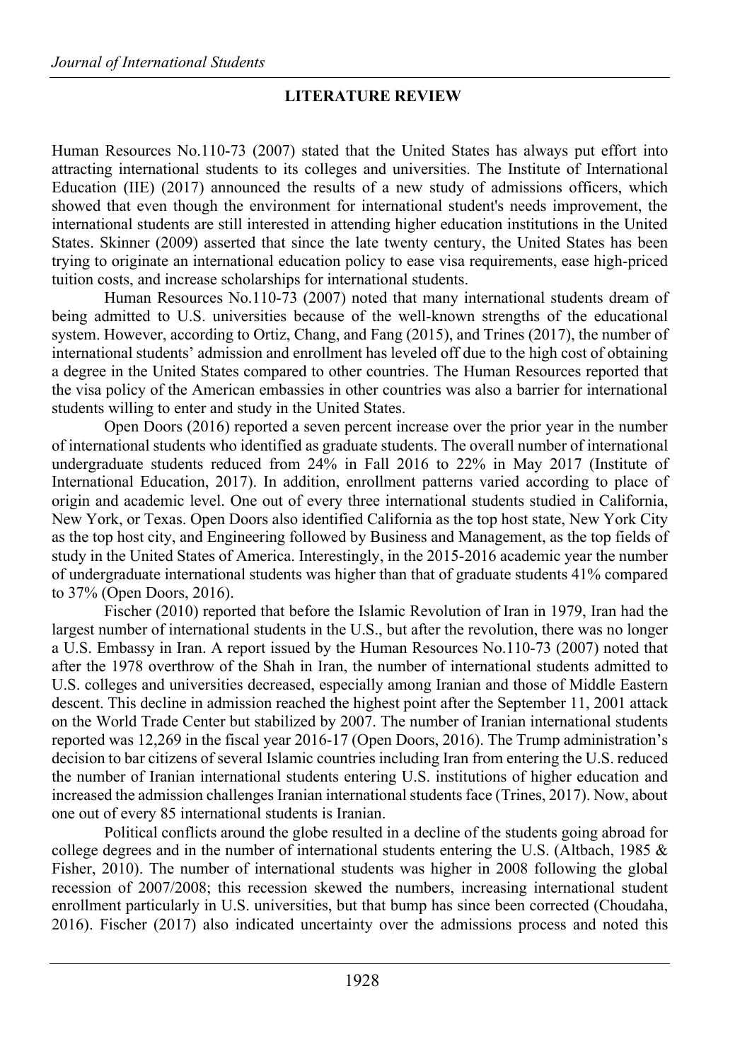## LITERATURE REVIEW

Human Resources No.110-73 (2007) stated that the United States has always put effort into attracting international students to its colleges and universities. The Institute of International Education (IIE) (2017) announced the results of a new study of admissions officers, which showed that even though the environment for international student's needs improvement, the international students are still interested in attending higher education institutions in the United States. Skinner (2009) asserted that since the late twenty century, the United States has been trying to originate an international education policy to ease visa requirements, ease high-priced tuition costs, and increase scholarships for international students.

Human Resources No.110-73 (2007) noted that many international students dream of being admitted to U.S. universities because of the well-known strengths of the educational system. However, according to Ortiz, Chang, and Fang (2015), and Trines (2017), the number of international students' admission and enrollment has leveled off due to the high cost of obtaining a degree in the United States compared to other countries. The Human Resources reported that the visa policy of the American embassies in other countries was also a barrier for international students willing to enter and study in the United States.

Open Doors (2016) reported a seven percent increase over the prior year in the number of international students who identified as graduate students. The overall number of international undergraduate students reduced from 24% in Fall 2016 to 22% in May 2017 (Institute of International Education, 2017). In addition, enrollment patterns varied according to place of origin and academic level. One out of every three international students studied in California, New York, or Texas. Open Doors also identified California as the top host state, New York City as the top host city, and Engineering followed by Business and Management, as the top fields of study in the United States of America. Interestingly, in the 2015-2016 academic year the number of undergraduate international students was higher than that of graduate students 41% compared to 37% (Open Doors, 2016).

Fischer (2010) reported that before the Islamic Revolution of Iran in 1979, Iran had the largest number of international students in the U.S., but after the revolution, there was no longer a U.S. Embassy in Iran. A report issued by the Human Resources No.110-73 (2007) noted that after the 1978 overthrow of the Shah in Iran, the number of international students admitted to U.S. colleges and universities decreased, especially among Iranian and those of Middle Eastern descent. This decline in admission reached the highest point after the September 11, 2001 attack on the World Trade Center but stabilized by 2007. The number of Iranian international students reported was 12,269 in the fiscal year 2016-17 (Open Doors, 2016). The Trump administration's decision to bar citizens of several Islamic countries including Iran from entering the U.S. reduced the number of Iranian international students entering U.S. institutions of higher education and increased the admission challenges Iranian international students face (Trines, 2017). Now, about one out of every 85 international students is Iranian.

Political conflicts around the globe resulted in a decline of the students going abroad for college degrees and in the number of international students entering the U.S. (Altbach, 1985 & Fisher, 2010). The number of international students was higher in 2008 following the global recession of 2007/2008; this recession skewed the numbers, increasing international student enrollment particularly in U.S. universities, but that bump has since been corrected (Choudaha, 2016). Fischer (2017) also indicated uncertainty over the admissions process and noted this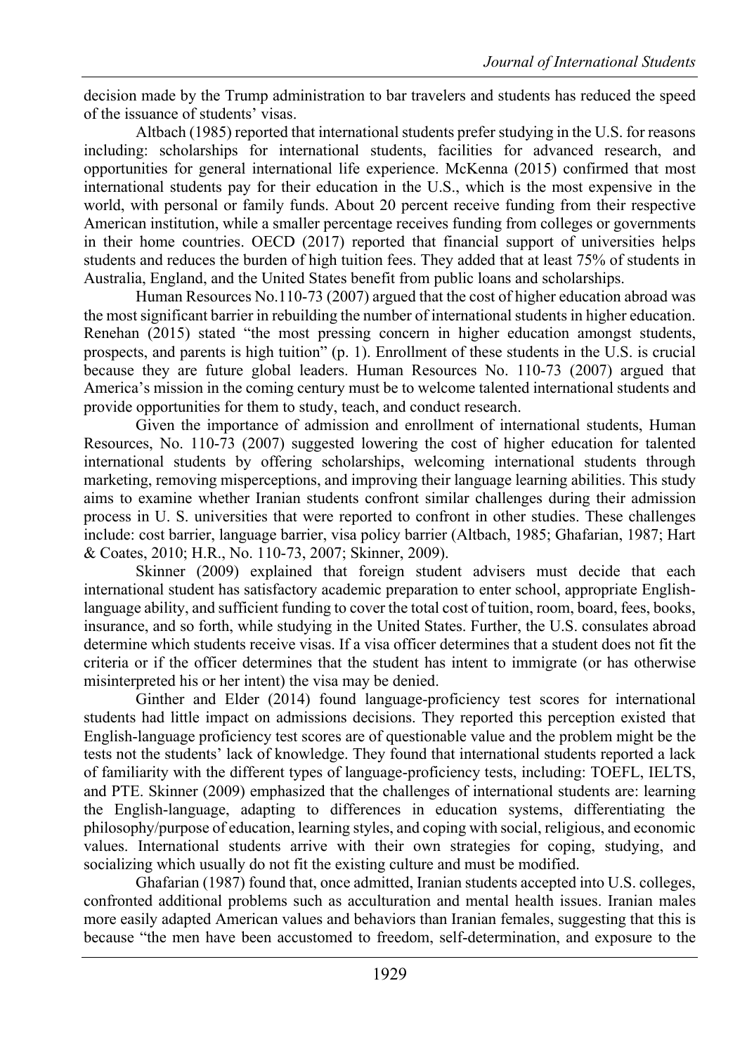decision made by the Trump administration to bar travelers and students has reduced the speed of the issuance of students' visas.

Altbach (1985) reported that international students prefer studying in the U.S. for reasons including: scholarships for international students, facilities for advanced research, and opportunities for general international life experience. McKenna (2015) confirmed that most international students pay for their education in the U.S., which is the most expensive in the world, with personal or family funds. About 20 percent receive funding from their respective American institution, while a smaller percentage receives funding from colleges or governments in their home countries. OECD (2017) reported that financial support of universities helps students and reduces the burden of high tuition fees. They added that at least 75% of students in Australia, England, and the United States benefit from public loans and scholarships.

Human Resources No.110-73 (2007) argued that the cost of higher education abroad was the most significant barrier in rebuilding the number of international students in higher education. Renehan (2015) stated "the most pressing concern in higher education amongst students, prospects, and parents is high tuition" (p. 1). Enrollment of these students in the U.S. is crucial because they are future global leaders. Human Resources No. 110-73 (2007) argued that America's mission in the coming century must be to welcome talented international students and provide opportunities for them to study, teach, and conduct research.

Given the importance of admission and enrollment of international students, Human Resources, No. 110-73 (2007) suggested lowering the cost of higher education for talented international students by offering scholarships, welcoming international students through marketing, removing misperceptions, and improving their language learning abilities. This study aims to examine whether Iranian students confront similar challenges during their admission process in U. S. universities that were reported to confront in other studies. These challenges include: cost barrier, language barrier, visa policy barrier (Altbach, 1985; Ghafarian, 1987; Hart & Coates, 2010; H.R., No. 110-73, 2007; Skinner, 2009).

Skinner (2009) explained that foreign student advisers must decide that each international student has satisfactory academic preparation to enter school, appropriate English-language ability, and sufficient funding to cover the total cost of tuition, room, board, fees, books, insurance, and so forth, while studying in the United States. Further, the U.S. consulates abroad determine which students receive visas. If a visa officer determines that a student does not fit the criteria or if the officer determines that the student has intent to immigrate (or has otherwise misinterpreted his or her intent) the visa may be denied.

Ginther and Elder (2014) found language-proficiency test scores for international students had little impact on admissions decisions. They reported this perception existed that English-language proficiency test scores are of questionable value and the problem might be the tests not the students' lack of knowledge. They found that international students reported a lack of familiarity with the different types of language-proficiency tests, including: TOEFL, IELTS, and PTE. Skinner (2009) emphasized that the challenges of international students are: learning the English-language, adapting to differences in education systems, differentiating the philosophy/purpose of education, learning styles, and coping with social, religious, and economic values. International students arrive with their own strategies for coping, studying, and socializing which usually do not fit the existing culture and must be modified.

Ghafarian (1987) found that, once admitted, Iranian students accepted into U.S. colleges, confronted additional problems such as acculturation and mental health issues. Iranian males more easily adapted American values and behaviors than Iranian females, suggesting that this is because "the men have been accustomed to freedom, self-determination, and exposure to the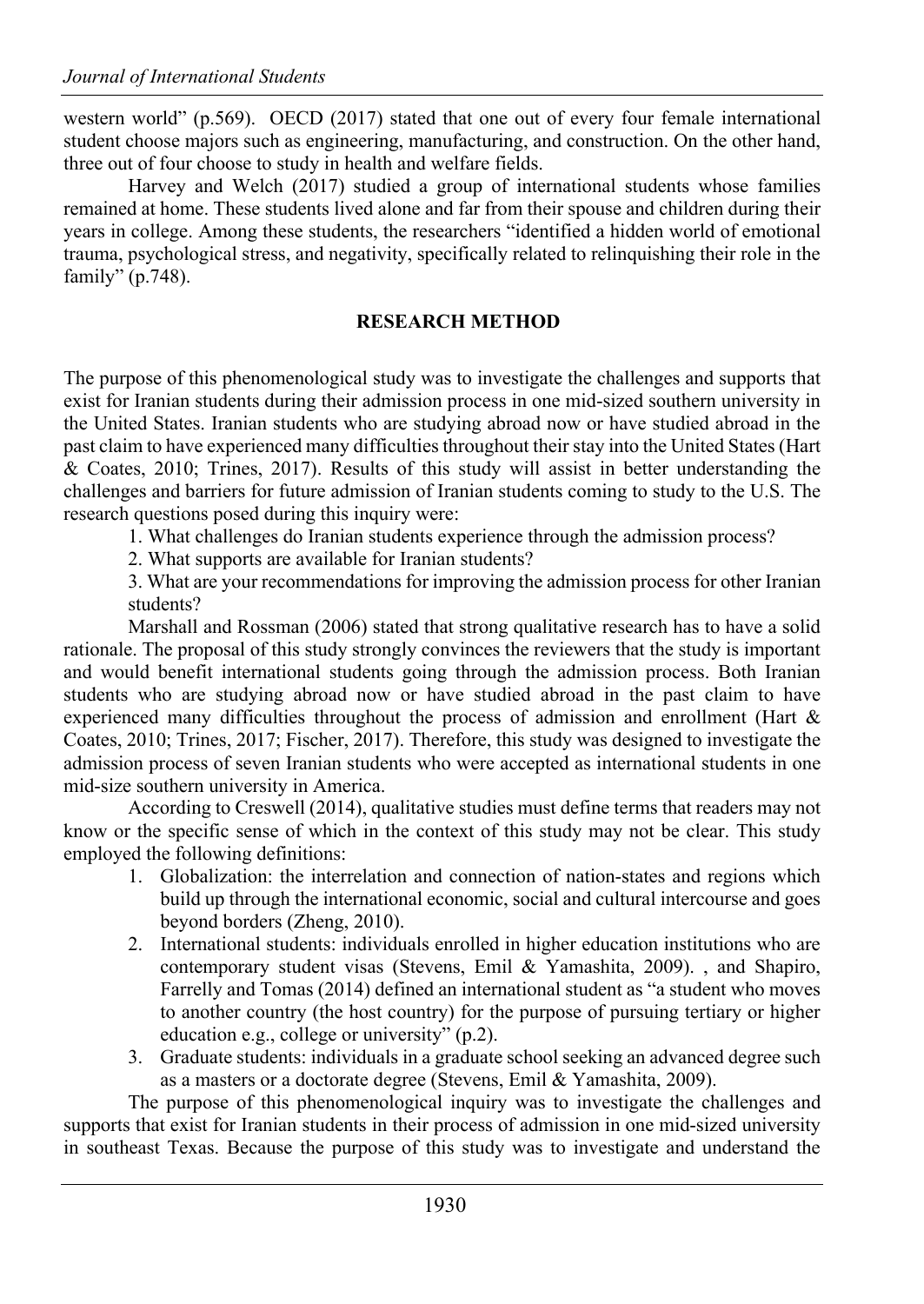western world" (p.569). OECD (2017) stated that one out of every four female international student choose majors such as engineering, manufacturing, and construction. On the other hand, three out of four choose to study in health and welfare fields.

Harvey and Welch (2017) studied a group of international students whose families remained at home. These students lived alone and far from their spouse and children during their years in college. Among these students, the researchers "identified a hidden world of emotional trauma, psychological stress, and negativity, specifically related to relinquishing their role in the family" (p.748).

## RESEARCH METHOD

The purpose of this phenomenological study was to investigate the challenges and supports that exist for Iranian students during their admission process in one mid-sized southern university in the United States. Iranian students who are studying abroad now or have studied abroad in the past claim to have experienced many difficulties throughout their stay into the United States (Hart & Coates, 2010; Trines, 2017). Results of this study will assist in better understanding the challenges and barriers for future admission of Iranian students coming to study to the U.S. The research questions posed during this inquiry were:

1. What challenges do Iranian students experience through the admission process?
2. What supports are available for Iranian students?
3. What are your recommendations for improving the admission process for other Iranian students?

Marshall and Rossman (2006) stated that strong qualitative research has to have a solid rationale. The proposal of this study strongly convinces the reviewers that the study is important and would benefit international students going through the admission process. Both Iranian students who are studying abroad now or have studied abroad in the past claim to have experienced many difficulties throughout the process of admission and enrollment (Hart & Coates, 2010; Trines, 2017; Fischer, 2017). Therefore, this study was designed to investigate the admission process of seven Iranian students who were accepted as international students in one mid-size southern university in America.

According to Creswell (2014), qualitative studies must define terms that readers may not know or the specific sense of which in the context of this study may not be clear. This study employed the following definitions:

1. Globalization: the interrelation and connection of nation-states and regions which build up through the international economic, social and cultural intercourse and goes beyond borders (Zheng, 2010).
2. International students: individuals enrolled in higher education institutions who are contemporary student visas (Stevens, Emil & Yamashita, 2009). , and Shapiro, Farrelly and Tomas (2014) defined an international student as "a student who moves to another country (the host country) for the purpose of pursuing tertiary or higher education e.g., college or university" (p.2).
3. Graduate students: individuals in a graduate school seeking an advanced degree such as a masters or a doctorate degree (Stevens, Emil & Yamashita, 2009).

The purpose of this phenomenological inquiry was to investigate the challenges and supports that exist for Iranian students in their process of admission in one mid-sized university in southeast Texas. Because the purpose of this study was to investigate and understand the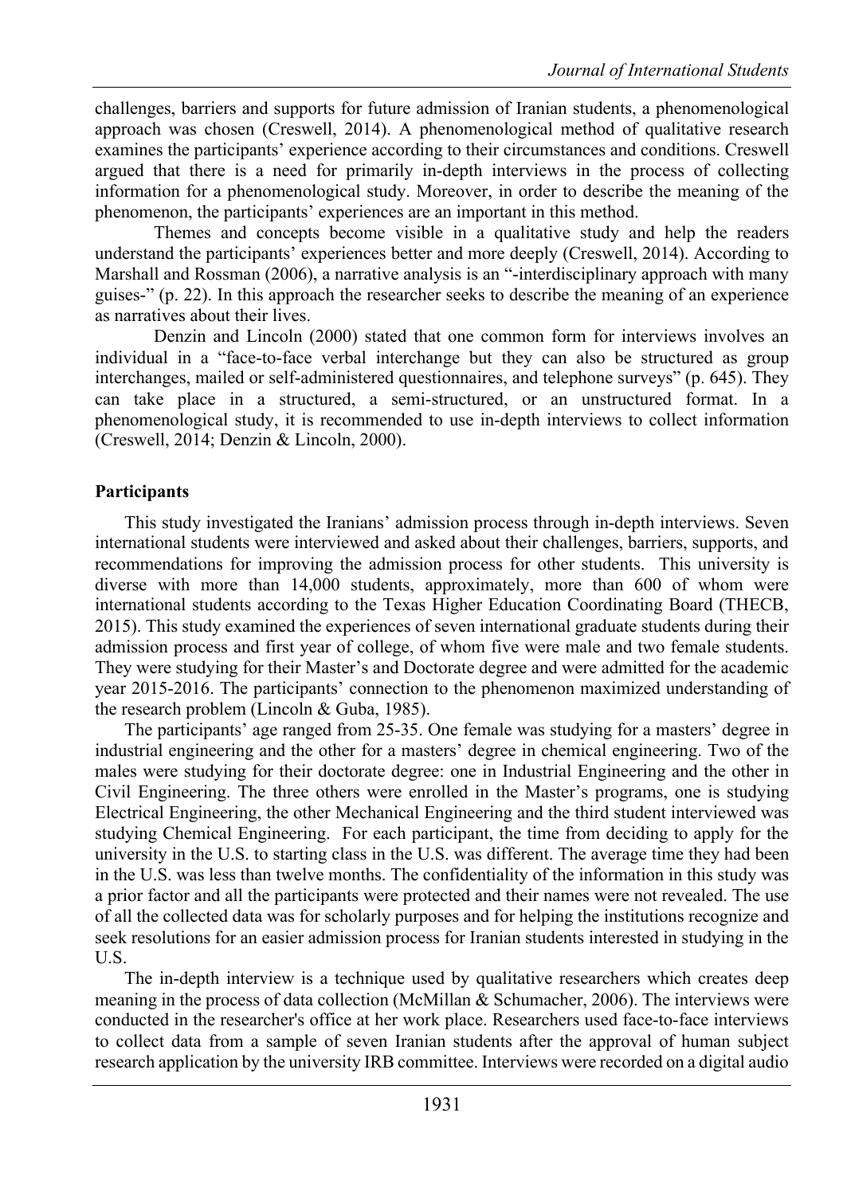challenges, barriers and supports for future admission of Iranian students, a phenomenological approach was chosen (Creswell, 2014). A phenomenological method of qualitative research examines the participants' experience according to their circumstances and conditions. Creswell argued that there is a need for primarily in-depth interviews in the process of collecting information for a phenomenological study. Moreover, in order to describe the meaning of the phenomenon, the participants' experiences are an important in this method.

Themes and concepts become visible in a qualitative study and help the readers understand the participants' experiences better and more deeply (Creswell, 2014). According to Marshall and Rossman (2006), a narrative analysis is an "-interdisciplinary approach with many guises-" (p. 22). In this approach the researcher seeks to describe the meaning of an experience as narratives about their lives.

Denzin and Lincoln (2000) stated that one common form for interviews involves an individual in a "face-to-face verbal interchange but they can also be structured as group interchanges, mailed or self-administered questionnaires, and telephone surveys" (p. 645). They can take place in a structured, a semi-structured, or an unstructured format. In a phenomenological study, it is recommended to use in-depth interviews to collect information (Creswell, 2014; Denzin & Lincoln, 2000).

## Participants

This study investigated the Iranians' admission process through in-depth interviews. Seven international students were interviewed and asked about their challenges, barriers, supports, and recommendations for improving the admission process for other students. This university is diverse with more than 14,000 students, approximately, more than 600 of whom were international students according to the Texas Higher Education Coordinating Board (THECB, 2015). This study examined the experiences of seven international graduate students during their admission process and first year of college, of whom five were male and two female students. They were studying for their Master's and Doctorate degree and were admitted for the academic year 2015-2016. The participants' connection to the phenomenon maximized understanding of the research problem (Lincoln & Guba, 1985).

The participants' age ranged from 25-35. One female was studying for a masters' degree in industrial engineering and the other for a masters' degree in chemical engineering. Two of the males were studying for their doctorate degree: one in Industrial Engineering and the other in Civil Engineering. The three others were enrolled in the Master's programs, one is studying Electrical Engineering, the other Mechanical Engineering and the third student interviewed was studying Chemical Engineering. For each participant, the time from deciding to apply for the university in the U.S. to starting class in the U.S. was different. The average time they had been in the U.S. was less than twelve months. The confidentiality of the information in this study was a prior factor and all the participants were protected and their names were not revealed. The use of all the collected data was for scholarly purposes and for helping the institutions recognize and seek resolutions for an easier admission process for Iranian students interested in studying in the U.S.

The in-depth interview is a technique used by qualitative researchers which creates deep meaning in the process of data collection (McMillan & Schumacher, 2006). The interviews were conducted in the researcher's office at her work place. Researchers used face-to-face interviews to collect data from a sample of seven Iranian students after the approval of human subject research application by the university IRB committee. Interviews were recorded on a digital audio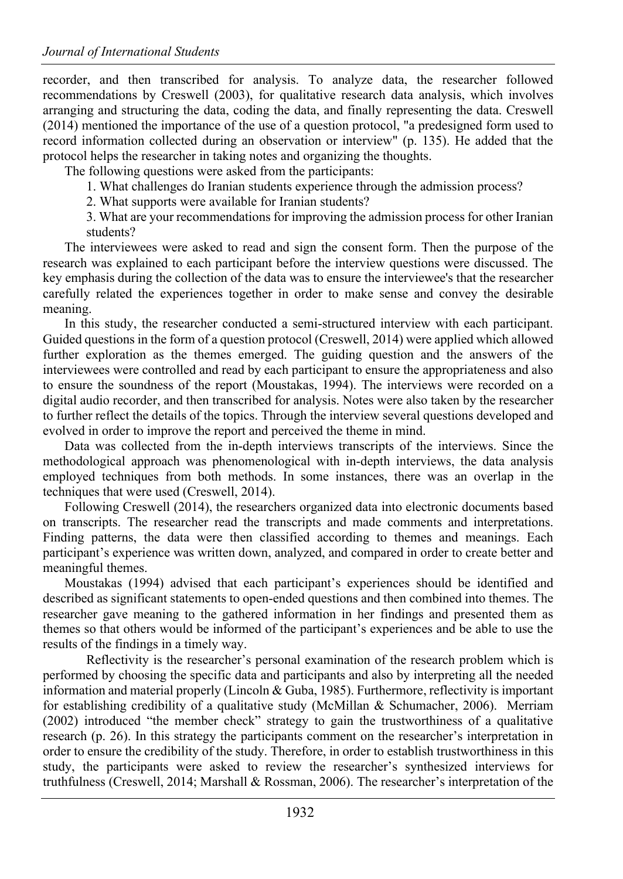recorder, and then transcribed for analysis. To analyze data, the researcher followed recommendations by Creswell (2003), for qualitative research data analysis, which involves arranging and structuring the data, coding the data, and finally representing the data. Creswell (2014) mentioned the importance of the use of a question protocol, "a predesigned form used to record information collected during an observation or interview" (p. 135). He added that the protocol helps the researcher in taking notes and organizing the thoughts.

The following questions were asked from the participants:

1. What challenges do Iranian students experience through the admission process?
2. What supports were available for Iranian students?
3. What are your recommendations for improving the admission process for other Iranian students?

The interviewees were asked to read and sign the consent form. Then the purpose of the research was explained to each participant before the interview questions were discussed. The key emphasis during the collection of the data was to ensure the interviewee's that the researcher carefully related the experiences together in order to make sense and convey the desirable meaning.

In this study, the researcher conducted a semi-structured interview with each participant. Guided questions in the form of a question protocol (Creswell, 2014) were applied which allowed further exploration as the themes emerged. The guiding question and the answers of the interviewees were controlled and read by each participant to ensure the appropriateness and also to ensure the soundness of the report (Moustakas, 1994). The interviews were recorded on a digital audio recorder, and then transcribed for analysis. Notes were also taken by the researcher to further reflect the details of the topics. Through the interview several questions developed and evolved in order to improve the report and perceived the theme in mind.

Data was collected from the in-depth interviews transcripts of the interviews. Since the methodological approach was phenomenological with in-depth interviews, the data analysis employed techniques from both methods. In some instances, there was an overlap in the techniques that were used (Creswell, 2014).

Following Creswell (2014), the researchers organized data into electronic documents based on transcripts. The researcher read the transcripts and made comments and interpretations. Finding patterns, the data were then classified according to themes and meanings. Each participant's experience was written down, analyzed, and compared in order to create better and meaningful themes.

Moustakas (1994) advised that each participant's experiences should be identified and described as significant statements to open-ended questions and then combined into themes. The researcher gave meaning to the gathered information in her findings and presented them as themes so that others would be informed of the participant's experiences and be able to use the results of the findings in a timely way.

Reflectivity is the researcher's personal examination of the research problem which is performed by choosing the specific data and participants and also by interpreting all the needed information and material properly (Lincoln & Guba, 1985). Furthermore, reflectivity is important for establishing credibility of a qualitative study (McMillan & Schumacher, 2006). Merriam (2002) introduced "the member check" strategy to gain the trustworthiness of a qualitative research (p. 26). In this strategy the participants comment on the researcher's interpretation in order to ensure the credibility of the study. Therefore, in order to establish trustworthiness in this study, the participants were asked to review the researcher's synthesized interviews for truthfulness (Creswell, 2014; Marshall & Rossman, 2006). The researcher's interpretation of the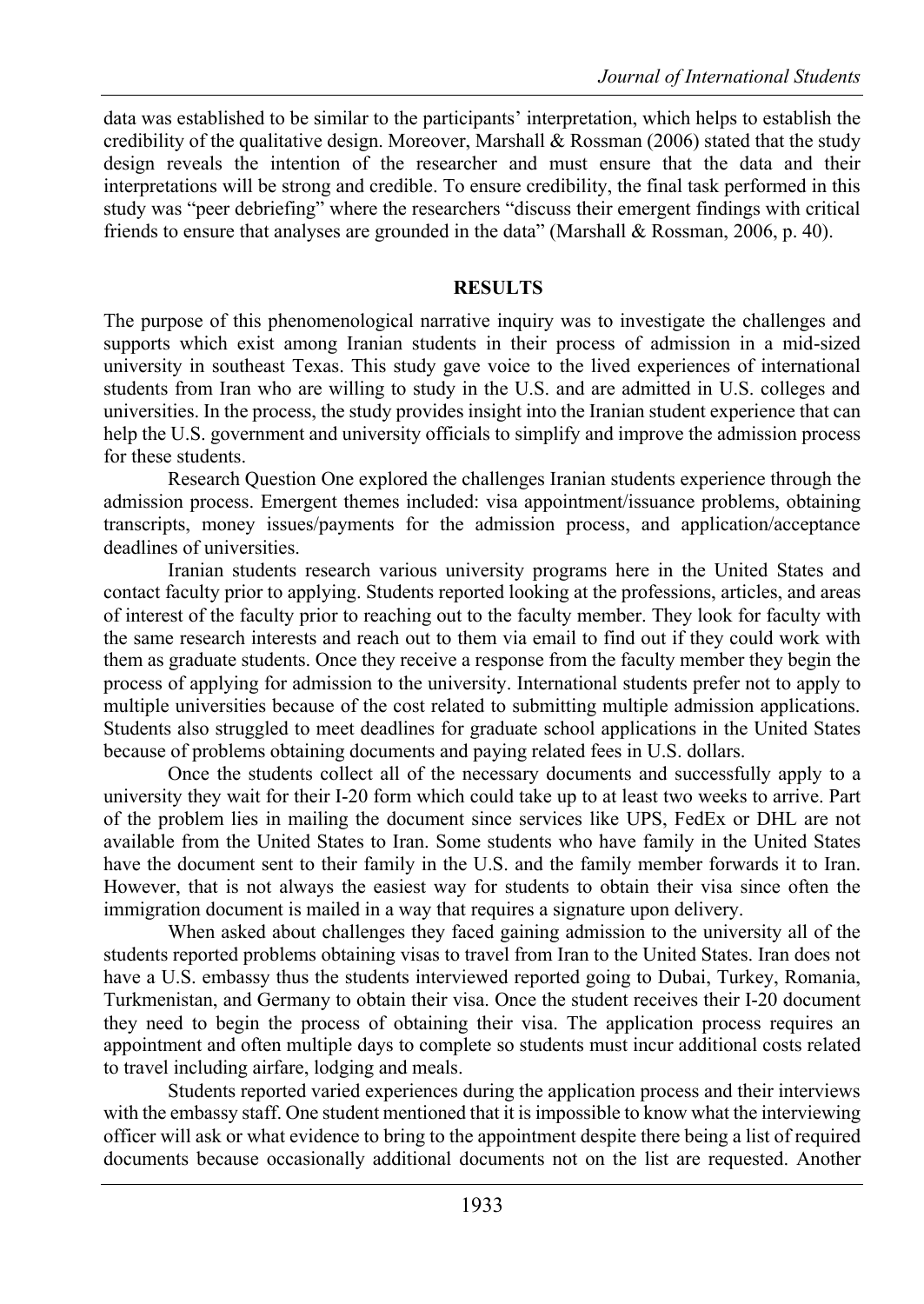data was established to be similar to the participants' interpretation, which helps to establish the credibility of the qualitative design. Moreover, Marshall & Rossman (2006) stated that the study design reveals the intention of the researcher and must ensure that the data and their interpretations will be strong and credible. To ensure credibility, the final task performed in this study was "peer debriefing" where the researchers "discuss their emergent findings with critical friends to ensure that analyses are grounded in the data" (Marshall & Rossman, 2006, p. 40).

## RESULTS

The purpose of this phenomenological narrative inquiry was to investigate the challenges and supports which exist among Iranian students in their process of admission in a mid-sized university in southeast Texas. This study gave voice to the lived experiences of international students from Iran who are willing to study in the U.S. and are admitted in U.S. colleges and universities. In the process, the study provides insight into the Iranian student experience that can help the U.S. government and university officials to simplify and improve the admission process for these students.

Research Question One explored the challenges Iranian students experience through the admission process. Emergent themes included: visa appointment/issuance problems, obtaining transcripts, money issues/payments for the admission process, and application/acceptance deadlines of universities.

Iranian students research various university programs here in the United States and contact faculty prior to applying. Students reported looking at the professions, articles, and areas of interest of the faculty prior to reaching out to the faculty member. They look for faculty with the same research interests and reach out to them via email to find out if they could work with them as graduate students. Once they receive a response from the faculty member they begin the process of applying for admission to the university. International students prefer not to apply to multiple universities because of the cost related to submitting multiple admission applications. Students also struggled to meet deadlines for graduate school applications in the United States because of problems obtaining documents and paying related fees in U.S. dollars.

Once the students collect all of the necessary documents and successfully apply to a university they wait for their I-20 form which could take up to at least two weeks to arrive. Part of the problem lies in mailing the document since services like UPS, FedEx or DHL are not available from the United States to Iran. Some students who have family in the United States have the document sent to their family in the U.S. and the family member forwards it to Iran. However, that is not always the easiest way for students to obtain their visa since often the immigration document is mailed in a way that requires a signature upon delivery.

When asked about challenges they faced gaining admission to the university all of the students reported problems obtaining visas to travel from Iran to the United States. Iran does not have a U.S. embassy thus the students interviewed reported going to Dubai, Turkey, Romania, Turkmenistan, and Germany to obtain their visa. Once the student receives their I-20 document they need to begin the process of obtaining their visa. The application process requires an appointment and often multiple days to complete so students must incur additional costs related to travel including airfare, lodging and meals.

Students reported varied experiences during the application process and their interviews with the embassy staff. One student mentioned that it is impossible to know what the interviewing officer will ask or what evidence to bring to the appointment despite there being a list of required documents because occasionally additional documents not on the list are requested. Another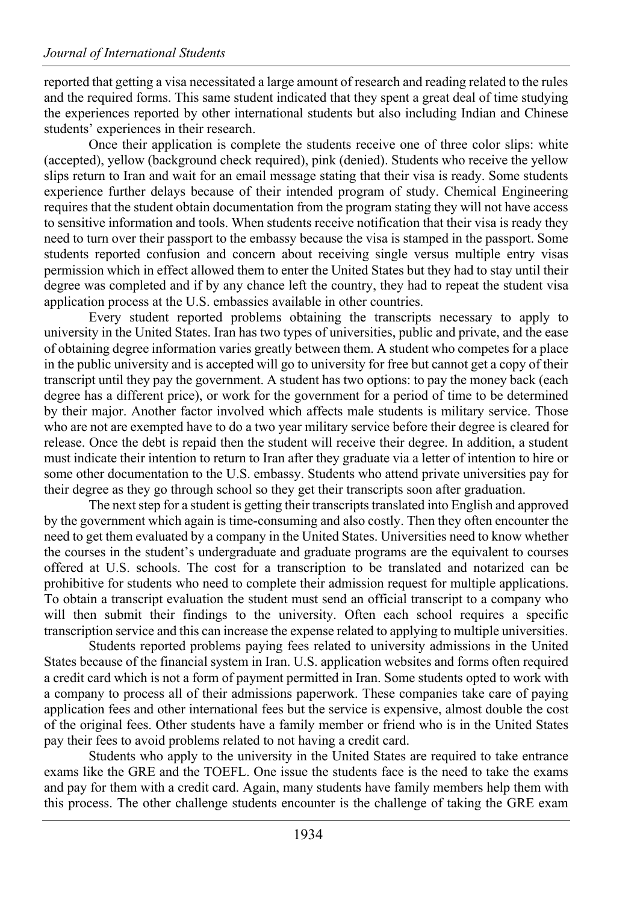reported that getting a visa necessitated a large amount of research and reading related to the rules and the required forms. This same student indicated that they spent a great deal of time studying the experiences reported by other international students but also including Indian and Chinese students' experiences in their research.

Once their application is complete the students receive one of three color slips: white (accepted), yellow (background check required), pink (denied). Students who receive the yellow slips return to Iran and wait for an email message stating that their visa is ready. Some students experience further delays because of their intended program of study. Chemical Engineering requires that the student obtain documentation from the program stating they will not have access to sensitive information and tools. When students receive notification that their visa is ready they need to turn over their passport to the embassy because the visa is stamped in the passport. Some students reported confusion and concern about receiving single versus multiple entry visas permission which in effect allowed them to enter the United States but they had to stay until their degree was completed and if by any chance left the country, they had to repeat the student visa application process at the U.S. embassies available in other countries.

Every student reported problems obtaining the transcripts necessary to apply to university in the United States. Iran has two types of universities, public and private, and the ease of obtaining degree information varies greatly between them. A student who competes for a place in the public university and is accepted will go to university for free but cannot get a copy of their transcript until they pay the government. A student has two options: to pay the money back (each degree has a different price), or work for the government for a period of time to be determined by their major. Another factor involved which affects male students is military service. Those who are not are exempted have to do a two year military service before their degree is cleared for release. Once the debt is repaid then the student will receive their degree. In addition, a student must indicate their intention to return to Iran after they graduate via a letter of intention to hire or some other documentation to the U.S. embassy. Students who attend private universities pay for their degree as they go through school so they get their transcripts soon after graduation.

The next step for a student is getting their transcripts translated into English and approved by the government which again is time-consuming and also costly. Then they often encounter the need to get them evaluated by a company in the United States. Universities need to know whether the courses in the student's undergraduate and graduate programs are the equivalent to courses offered at U.S. schools. The cost for a transcription to be translated and notarized can be prohibitive for students who need to complete their admission request for multiple applications. To obtain a transcript evaluation the student must send an official transcript to a company who will then submit their findings to the university. Often each school requires a specific transcription service and this can increase the expense related to applying to multiple universities.

Students reported problems paying fees related to university admissions in the United States because of the financial system in Iran. U.S. application websites and forms often required a credit card which is not a form of payment permitted in Iran. Some students opted to work with a company to process all of their admissions paperwork. These companies take care of paying application fees and other international fees but the service is expensive, almost double the cost of the original fees. Other students have a family member or friend who is in the United States pay their fees to avoid problems related to not having a credit card.

Students who apply to the university in the United States are required to take entrance exams like the GRE and the TOEFL. One issue the students face is the need to take the exams and pay for them with a credit card. Again, many students have family members help them with this process. The other challenge students encounter is the challenge of taking the GRE exam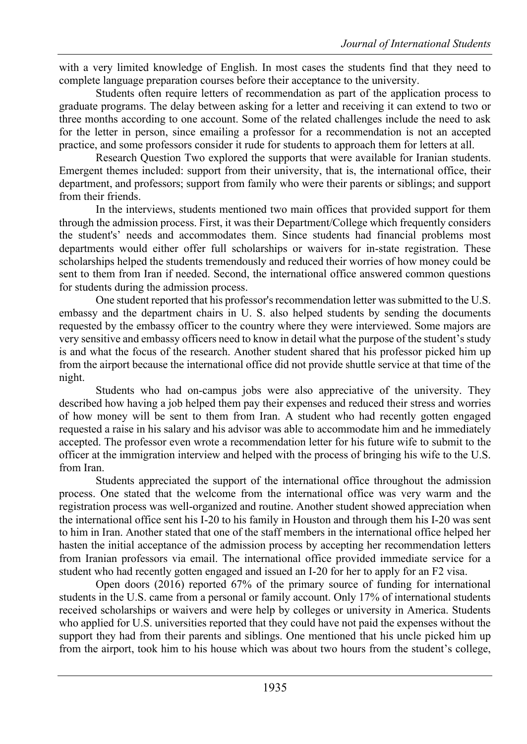with a very limited knowledge of English. In most cases the students find that they need to complete language preparation courses before their acceptance to the university.

Students often require letters of recommendation as part of the application process to graduate programs. The delay between asking for a letter and receiving it can extend to two or three months according to one account. Some of the related challenges include the need to ask for the letter in person, since emailing a professor for a recommendation is not an accepted practice, and some professors consider it rude for students to approach them for letters at all.

Research Question Two explored the supports that were available for Iranian students. Emergent themes included: support from their university, that is, the international office, their department, and professors; support from family who were their parents or siblings; and support from their friends.

In the interviews, students mentioned two main offices that provided support for them through the admission process. First, it was their Department/College which frequently considers the student's' needs and accommodates them. Since students had financial problems most departments would either offer full scholarships or waivers for in-state registration. These scholarships helped the students tremendously and reduced their worries of how money could be sent to them from Iran if needed. Second, the international office answered common questions for students during the admission process.

One student reported that his professor's recommendation letter was submitted to the U.S. embassy and the department chairs in U. S. also helped students by sending the documents requested by the embassy officer to the country where they were interviewed. Some majors are very sensitive and embassy officers need to know in detail what the purpose of the student's study is and what the focus of the research. Another student shared that his professor picked him up from the airport because the international office did not provide shuttle service at that time of the night.

Students who had on-campus jobs were also appreciative of the university. They described how having a job helped them pay their expenses and reduced their stress and worries of how money will be sent to them from Iran. A student who had recently gotten engaged requested a raise in his salary and his advisor was able to accommodate him and he immediately accepted. The professor even wrote a recommendation letter for his future wife to submit to the officer at the immigration interview and helped with the process of bringing his wife to the U.S. from Iran.

Students appreciated the support of the international office throughout the admission process. One stated that the welcome from the international office was very warm and the registration process was well-organized and routine. Another student showed appreciation when the international office sent his I-20 to his family in Houston and through them his I-20 was sent to him in Iran. Another stated that one of the staff members in the international office helped her hasten the initial acceptance of the admission process by accepting her recommendation letters from Iranian professors via email. The international office provided immediate service for a student who had recently gotten engaged and issued an I-20 for her to apply for an F2 visa.

Open doors (2016) reported 67% of the primary source of funding for international students in the U.S. came from a personal or family account. Only 17% of international students received scholarships or waivers and were help by colleges or university in America. Students who applied for U.S. universities reported that they could have not paid the expenses without the support they had from their parents and siblings. One mentioned that his uncle picked him up from the airport, took him to his house which was about two hours from the student's college,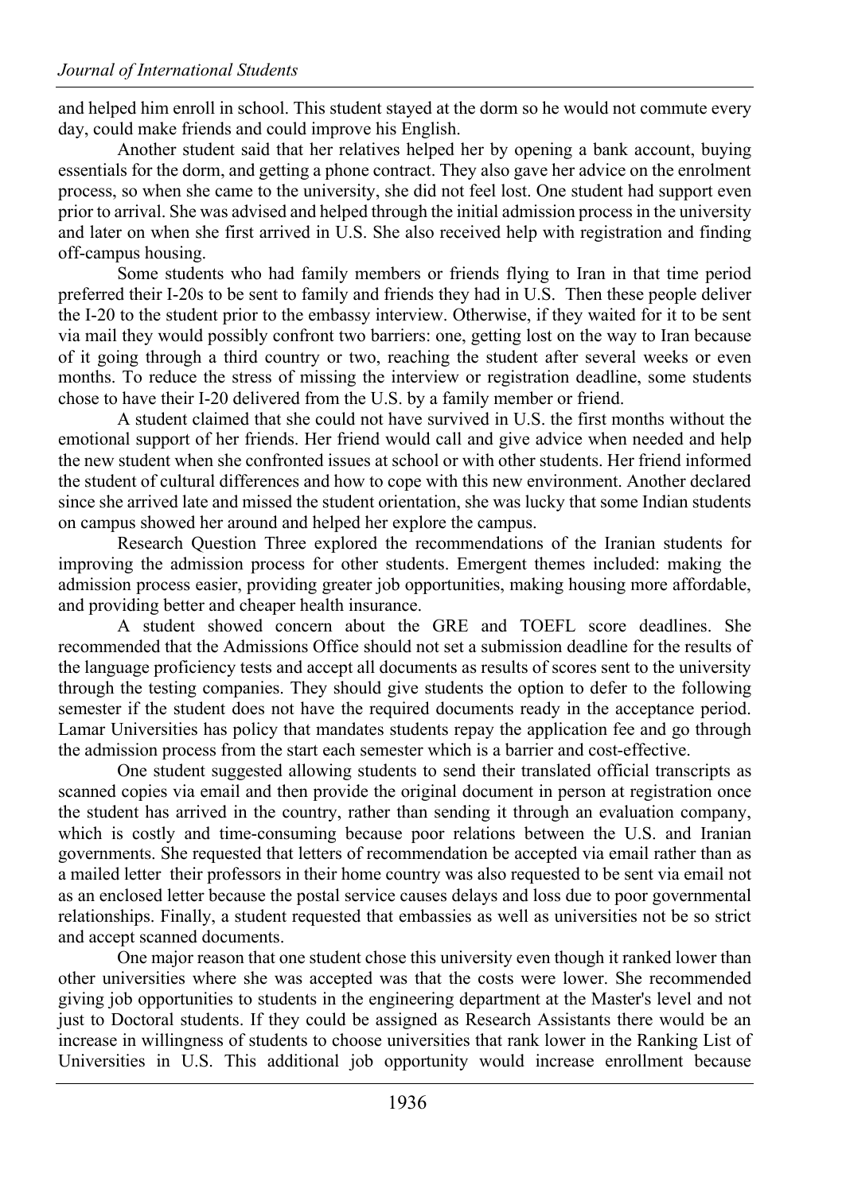and helped him enroll in school. This student stayed at the dorm so he would not commute every day, could make friends and could improve his English.

Another student said that her relatives helped her by opening a bank account, buying essentials for the dorm, and getting a phone contract. They also gave her advice on the enrolment process, so when she came to the university, she did not feel lost. One student had support even prior to arrival. She was advised and helped through the initial admission process in the university and later on when she first arrived in U.S. She also received help with registration and finding off-campus housing.

Some students who had family members or friends flying to Iran in that time period preferred their I-20s to be sent to family and friends they had in U.S. Then these people deliver the I-20 to the student prior to the embassy interview. Otherwise, if they waited for it to be sent via mail they would possibly confront two barriers: one, getting lost on the way to Iran because of it going through a third country or two, reaching the student after several weeks or even months. To reduce the stress of missing the interview or registration deadline, some students chose to have their I-20 delivered from the U.S. by a family member or friend.

A student claimed that she could not have survived in U.S. the first months without the emotional support of her friends. Her friend would call and give advice when needed and help the new student when she confronted issues at school or with other students. Her friend informed the student of cultural differences and how to cope with this new environment. Another declared since she arrived late and missed the student orientation, she was lucky that some Indian students on campus showed her around and helped her explore the campus.

Research Question Three explored the recommendations of the Iranian students for improving the admission process for other students. Emergent themes included: making the admission process easier, providing greater job opportunities, making housing more affordable, and providing better and cheaper health insurance.

A student showed concern about the GRE and TOEFL score deadlines. She recommended that the Admissions Office should not set a submission deadline for the results of the language proficiency tests and accept all documents as results of scores sent to the university through the testing companies. They should give students the option to defer to the following semester if the student does not have the required documents ready in the acceptance period. Lamar Universities has policy that mandates students repay the application fee and go through the admission process from the start each semester which is a barrier and cost-effective.

One student suggested allowing students to send their translated official transcripts as scanned copies via email and then provide the original document in person at registration once the student has arrived in the country, rather than sending it through an evaluation company, which is costly and time-consuming because poor relations between the U.S. and Iranian governments. She requested that letters of recommendation be accepted via email rather than as a mailed letter their professors in their home country was also requested to be sent via email not as an enclosed letter because the postal service causes delays and loss due to poor governmental relationships. Finally, a student requested that embassies as well as universities not be so strict and accept scanned documents.

One major reason that one student chose this university even though it ranked lower than other universities where she was accepted was that the costs were lower. She recommended giving job opportunities to students in the engineering department at the Master's level and not just to Doctoral students. If they could be assigned as Research Assistants there would be an increase in willingness of students to choose universities that rank lower in the Ranking List of Universities in U.S. This additional job opportunity would increase enrollment because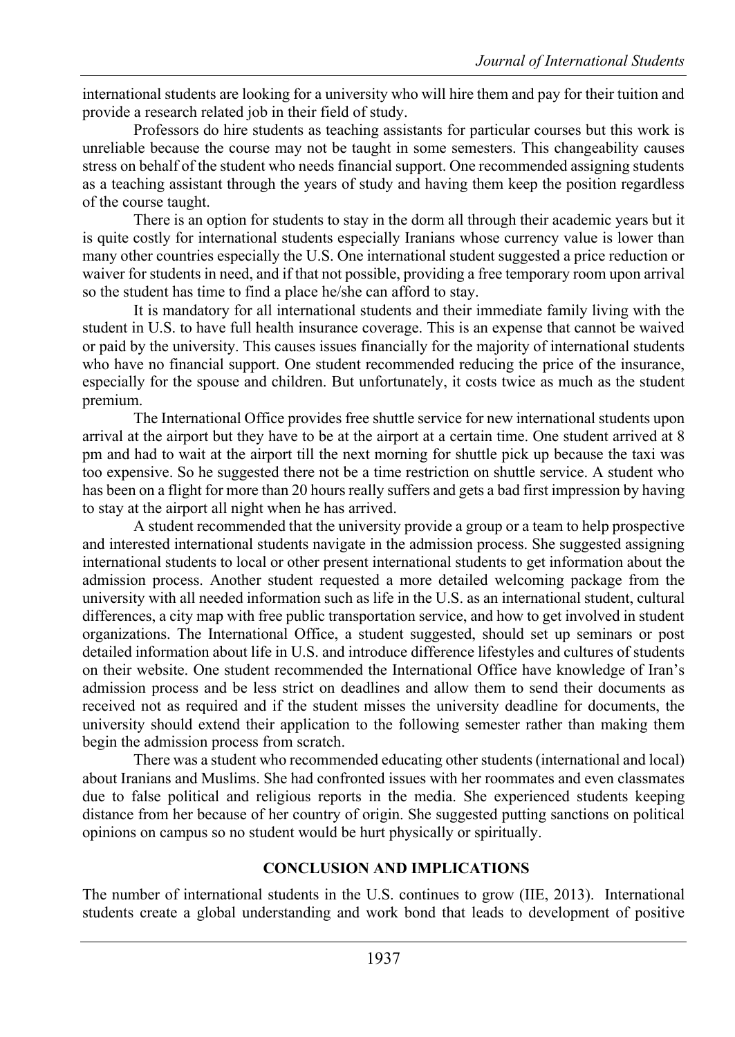international students are looking for a university who will hire them and pay for their tuition and provide a research related job in their field of study.

Professors do hire students as teaching assistants for particular courses but this work is unreliable because the course may not be taught in some semesters. This changeability causes stress on behalf of the student who needs financial support. One recommended assigning students as a teaching assistant through the years of study and having them keep the position regardless of the course taught.

There is an option for students to stay in the dorm all through their academic years but it is quite costly for international students especially Iranians whose currency value is lower than many other countries especially the U.S. One international student suggested a price reduction or waiver for students in need, and if that not possible, providing a free temporary room upon arrival so the student has time to find a place he/she can afford to stay.

It is mandatory for all international students and their immediate family living with the student in U.S. to have full health insurance coverage. This is an expense that cannot be waived or paid by the university. This causes issues financially for the majority of international students who have no financial support. One student recommended reducing the price of the insurance, especially for the spouse and children. But unfortunately, it costs twice as much as the student premium.

The International Office provides free shuttle service for new international students upon arrival at the airport but they have to be at the airport at a certain time. One student arrived at 8 pm and had to wait at the airport till the next morning for shuttle pick up because the taxi was too expensive. So he suggested there not be a time restriction on shuttle service. A student who has been on a flight for more than 20 hours really suffers and gets a bad first impression by having to stay at the airport all night when he has arrived.

A student recommended that the university provide a group or a team to help prospective and interested international students navigate in the admission process. She suggested assigning international students to local or other present international students to get information about the admission process. Another student requested a more detailed welcoming package from the university with all needed information such as life in the U.S. as an international student, cultural differences, a city map with free public transportation service, and how to get involved in student organizations. The International Office, a student suggested, should set up seminars or post detailed information about life in U.S. and introduce difference lifestyles and cultures of students on their website. One student recommended the International Office have knowledge of Iran's admission process and be less strict on deadlines and allow them to send their documents as received not as required and if the student misses the university deadline for documents, the university should extend their application to the following semester rather than making them begin the admission process from scratch.

There was a student who recommended educating other students (international and local) about Iranians and Muslims. She had confronted issues with her roommates and even classmates due to false political and religious reports in the media. She experienced students keeping distance from her because of her country of origin. She suggested putting sanctions on political opinions on campus so no student would be hurt physically or spiritually.

## CONCLUSION AND IMPLICATIONS

The number of international students in the U.S. continues to grow (IIE, 2013). International students create a global understanding and work bond that leads to development of positive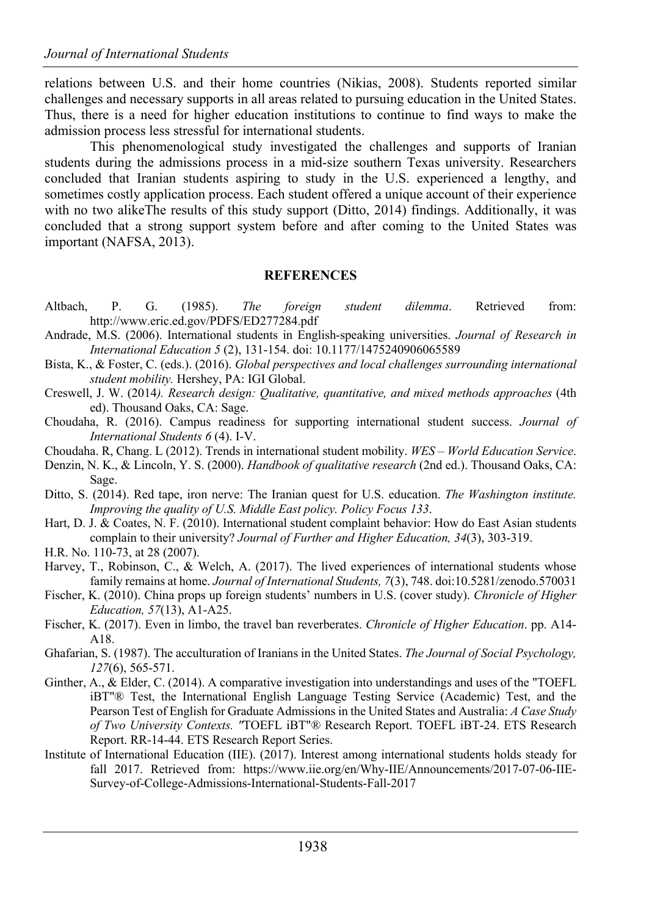relations between U.S. and their home countries (Nikias, 2008). Students reported similar challenges and necessary supports in all areas related to pursuing education in the United States. Thus, there is a need for higher education institutions to continue to find ways to make the admission process less stressful for international students.

This phenomenological study investigated the challenges and supports of Iranian students during the admissions process in a mid-size southern Texas university. Researchers concluded that Iranian students aspiring to study in the U.S. experienced a lengthy, and sometimes costly application process. Each student offered a unique account of their experience with no two alikeThe results of this study support (Ditto, 2014) findings. Additionally, it was concluded that a strong support system before and after coming to the United States was important (NAFSA, 2013).

## REFERENCES

Altbach, P. G. (1985). *The foreign student dilemma*. Retrieved from: http://www.eric.ed.gov/PDFS/ED277284.pdf

Andrade, M.S. (2006). International students in English-speaking universities. *Journal of Research in International Education 5* (2), 131-154. doi: 10.1177/1475240906065589

Bista, K., & Foster, C. (eds.). (2016). *Global perspectives and local challenges surrounding international student mobility.* Hershey, PA: IGI Global.

Creswell, J. W. (2014*). Research design: Qualitative, quantitative, and mixed methods approaches* (4th ed). Thousand Oaks, CA: Sage.

Choudaha, R. (2016). Campus readiness for supporting international student success. *Journal of International Students 6* (4). I-V.

Choudaha. R, Chang. L (2012). Trends in international student mobility. *WES – World Education Service*.

Denzin, N. K., & Lincoln, Y. S. (2000). *Handbook of qualitative research* (2nd ed.). Thousand Oaks, CA: Sage.

Ditto, S. (2014). Red tape, iron nerve: The Iranian quest for U.S. education. *The Washington institute. Improving the quality of U.S. Middle East policy. Policy Focus 133*.

Hart, D. J. & Coates, N. F. (2010). International student complaint behavior: How do East Asian students complain to their university? *Journal of Further and Higher Education, 34*(3), 303-319.

H.R. No. 110-73, at 28 (2007).

Harvey, T., Robinson, C., & Welch, A. (2017). The lived experiences of international students whose family remains at home. *Journal of International Students, 7*(3), 748. doi:10.5281/zenodo.570031

Fischer, K. (2010). China props up foreign students' numbers in U.S. (cover study). *Chronicle of Higher Education, 57*(13), A1-A25.

Fischer, K. (2017). Even in limbo, the travel ban reverberates. *Chronicle of Higher Education*. pp. A14-A18.

Ghafarian, S. (1987). The acculturation of Iranians in the United States. *The Journal of Social Psychology, 127*(6), 565-571.

Ginther, A., & Elder, C. (2014). A comparative investigation into understandings and uses of the "TOEFL iBT"® Test, the International English Language Testing Service (Academic) Test, and the Pearson Test of English for Graduate Admissions in the United States and Australia: *A Case Study of Two University Contexts. "*TOEFL iBT"® Research Report. TOEFL iBT-24. ETS Research Report. RR-14-44. ETS Research Report Series.

Institute of International Education (IIE). (2017). Interest among international students holds steady for fall 2017. Retrieved from: https://www.iie.org/en/Why-IIE/Announcements/2017-07-06-IIE-Survey-of-College-Admissions-International-Students-Fall-2017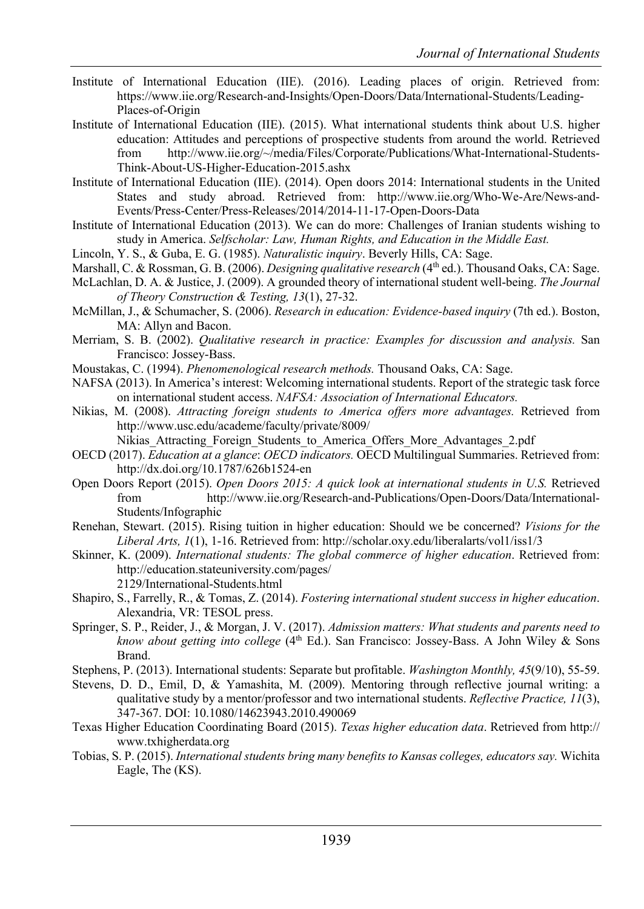Institute of International Education (IIE). (2016). Leading places of origin. Retrieved from: https://www.iie.org/Research-and-Insights/Open-Doors/Data/International-Students/Leading-Places-of-Origin

Institute of International Education (IIE). (2015). What international students think about U.S. higher education: Attitudes and perceptions of prospective students from around the world. Retrieved from http://www.iie.org/~/media/Files/Corporate/Publications/What-International-Students-Think-About-US-Higher-Education-2015.ashx

Institute of International Education (IIE). (2014). Open doors 2014: International students in the United States and study abroad. Retrieved from: http://www.iie.org/Who-We-Are/News-and-Events/Press-Center/Press-Releases/2014/2014-11-17-Open-Doors-Data

Institute of International Education (2013). We can do more: Challenges of Iranian students wishing to study in America. *Selfscholar: Law, Human Rights, and Education in the Middle East.*

Lincoln, Y. S., & Guba, E. G. (1985). *Naturalistic inquiry*. Beverly Hills, CA: Sage.

Marshall, C. & Rossman, G. B. (2006). *Designing qualitative research* (4th ed.). Thousand Oaks, CA: Sage.

McLachlan, D. A. & Justice, J. (2009). A grounded theory of international student well-being. *The Journal of Theory Construction & Testing, 13*(1), 27-32.

McMillan, J., & Schumacher, S. (2006). *Research in education: Evidence-based inquiry* (7th ed.). Boston, MA: Allyn and Bacon.

Merriam, S. B. (2002). *Qualitative research in practice: Examples for discussion and analysis.* San Francisco: Jossey-Bass.

Moustakas, C. (1994). *Phenomenological research methods.* Thousand Oaks, CA: Sage.

NAFSA (2013). In America's interest: Welcoming international students. Report of the strategic task force on international student access. *NAFSA: Association of International Educators.*

Nikias, M. (2008). *Attracting foreign students to America offers more advantages.* Retrieved from http://www.usc.edu/academe/faculty/private/8009/Nikias_Attracting_Foreign_Students_to_America_Offers_More_Advantages_2.pdf

OECD (2017). *Education at a glance*: *OECD indicators.* OECD Multilingual Summaries. Retrieved from: http://dx.doi.org/10.1787/626b1524-en

Open Doors Report (2015). *Open Doors 2015: A quick look at international students in U.S.* Retrieved from http://www.iie.org/Research-and-Publications/Open-Doors/Data/International-Students/Infographic

Renehan, Stewart. (2015). Rising tuition in higher education: Should we be concerned? *Visions for the Liberal Arts, 1*(1), 1-16. Retrieved from: http://scholar.oxy.edu/liberalarts/vol1/iss1/3

Skinner, K. (2009). *International students: The global commerce of higher education*. Retrieved from: http://education.stateuniversity.com/pages/2129/International-Students.html

Shapiro, S., Farrelly, R., & Tomas, Z. (2014). *Fostering international student success in higher education*. Alexandria, VR: TESOL press.

Springer, S. P., Reider, J., & Morgan, J. V. (2017). *Admission matters: What students and parents need to know about getting into college* (4th Ed.). San Francisco: Jossey-Bass. A John Wiley & Sons Brand.

Stephens, P. (2013). International students: Separate but profitable. *Washington Monthly, 45*(9/10), 55-59.

Stevens, D. D., Emil, D, & Yamashita, M. (2009). Mentoring through reflective journal writing: a qualitative study by a mentor/professor and two international students. *Reflective Practice, 11*(3), 347-367. DOI: 10.1080/14623943.2010.490069

Texas Higher Education Coordinating Board (2015). *Texas higher education data*. Retrieved from http://www.txhigherdata.org

Tobias, S. P. (2015). *International students bring many benefits to Kansas colleges, educators say.* Wichita Eagle, The (KS).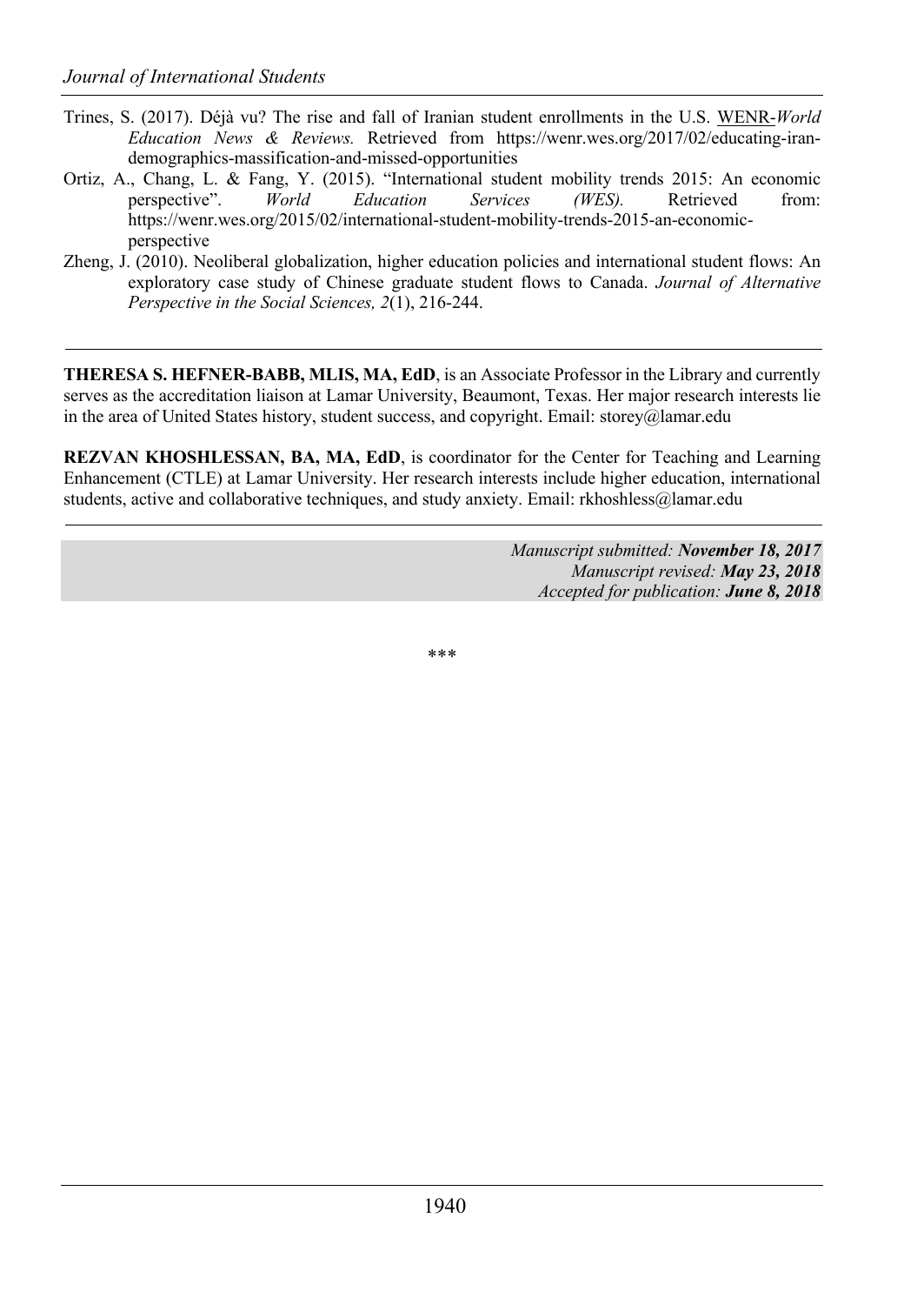Trines, S. (2017). Déjà vu? The rise and fall of Iranian student enrollments in the U.S. WENR-*World Education News & Reviews.* Retrieved from https://wenr.wes.org/2017/02/educating-iran-demographics-massification-and-missed-opportunities

Ortiz, A., Chang, L. & Fang, Y. (2015). "International student mobility trends 2015: An economic perspective". *World Education Services (WES).* Retrieved from: https://wenr.wes.org/2015/02/international-student-mobility-trends-2015-an-economic-perspective

Zheng, J. (2010). Neoliberal globalization, higher education policies and international student flows: An exploratory case study of Chinese graduate student flows to Canada. *Journal of Alternative Perspective in the Social Sciences, 2*(1), 216-244.

---

**THERESA S. HEFNER-BABB, MLIS, MA, EdD**, is an Associate Professor in the Library and currently serves as the accreditation liaison at Lamar University, Beaumont, Texas. Her major research interests lie in the area of United States history, student success, and copyright. Email: storey@lamar.edu

**REZVAN KHOSHLESSAN, BA, MA, EdD**, is coordinator for the Center for Teaching and Learning Enhancement (CTLE) at Lamar University. Her research interests include higher education, international students, active and collaborative techniques, and study anxiety. Email: rkhoshless@lamar.edu

---

*Manuscript submitted: **November 18, 2017***
*Manuscript revised: **May 23, 2018***
*Accepted for publication: **June 8, 2018***

***